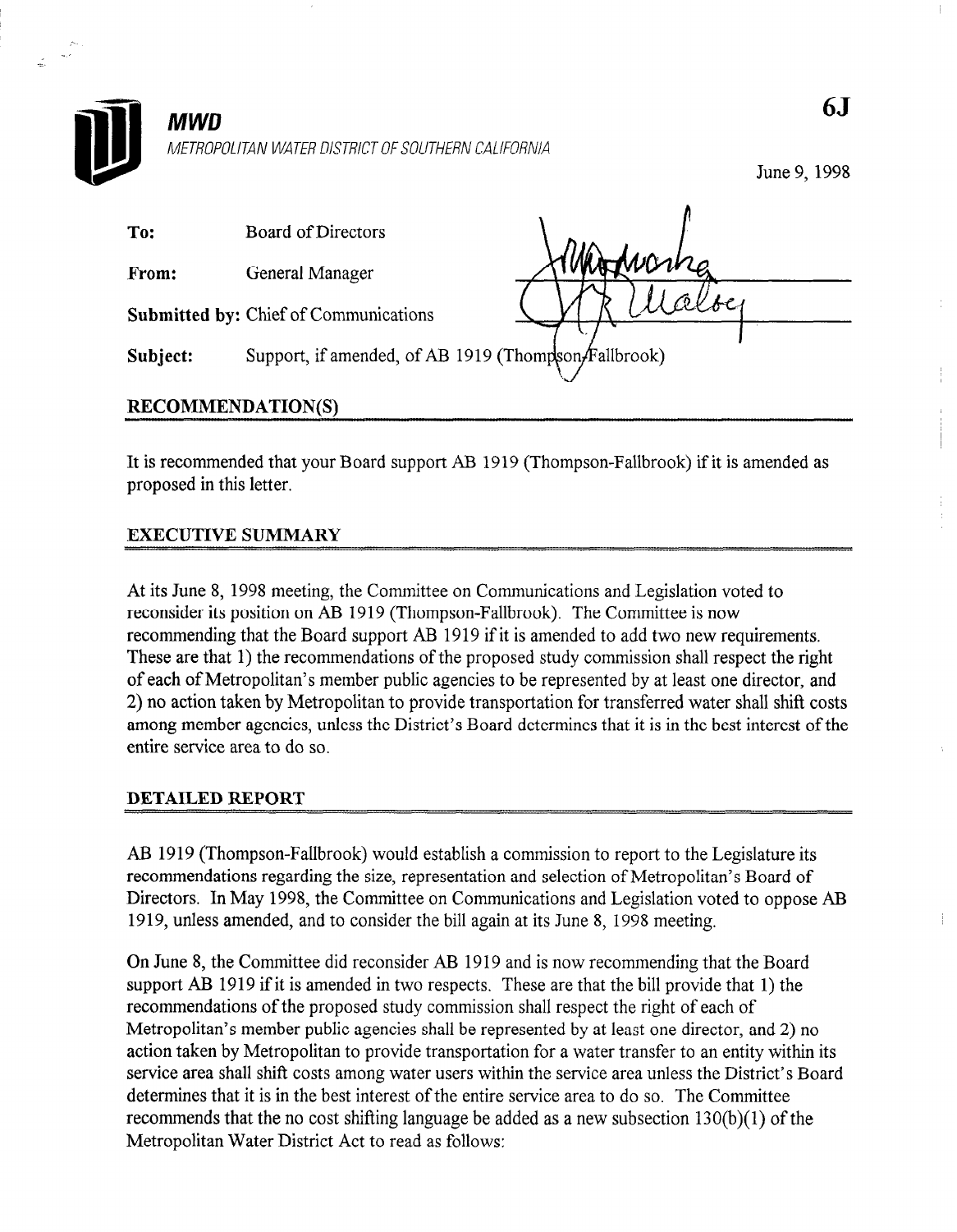**MWD**

*METROPOLITAN WATER DISTRICT OF SOUTHERN CALIFORNIA*

6J

June 9, 1998

**To:** Board of Directors

**From:** General Manager

**Submitted by:** Chief of Communications

**Subject:** Support, if amended, of AB 1919 (Thompson-Fallbrook)

## RECOMMENDATION(S)

It is recommended that your Board support AB 1919 (Thompson-Fallbrook) if it is amended as proposed in this letter.

## EXECUTIVE SUMMARY

At its June 8, 1998 meeting, the Committee on Communications and Legislation voted to reconsider its position on AB 1919 (Thompson-Fallbrook). The Committee is now recommending that the Board support AB 1919 if it is amended to add two new requirements. These are that 1) the recommendations of the proposed study commission shall respect the right of each of Metropolitan's member public agencies to be represented by at least one director, and 2) no action taken by Metropolitan to provide transportation for transferred water shall shift costs among member agencies, unless the District's Board determines that it is in the best interest of the entire service area to do so.

## DETAILED REPORT

AB 1919 (Thompson-Fallbrook) would establish a commission to report to the Legislature its recommendations regarding the size, representation and selection of Metropolitan's Board of Directors. In May 1998, the Committee on Communications and Legislation voted to oppose AB 1919, unless amended, and to consider the bill again at its June 8, 1998 meeting.

On June 8, the Committee did reconsider AB 1919 and is now recommending that the Board support AB 1919 if it is amended in two respects. These are that the bill provide that 1) the recommendations of the proposed study commission shall respect the right of each of Metropolitan's member public agencies shall be represented by at least one director, and 2) no action taken by Metropolitan to provide transportation for a water transfer to an entity within its service area shall shift costs among water users within the service area unless the District's Board determines that it is in the best interest of the entire service area to do so. The Committee recommends that the no cost shifting language be added as a new subsection 130(b)(1) of the Metropolitan Water District Act to read as follows: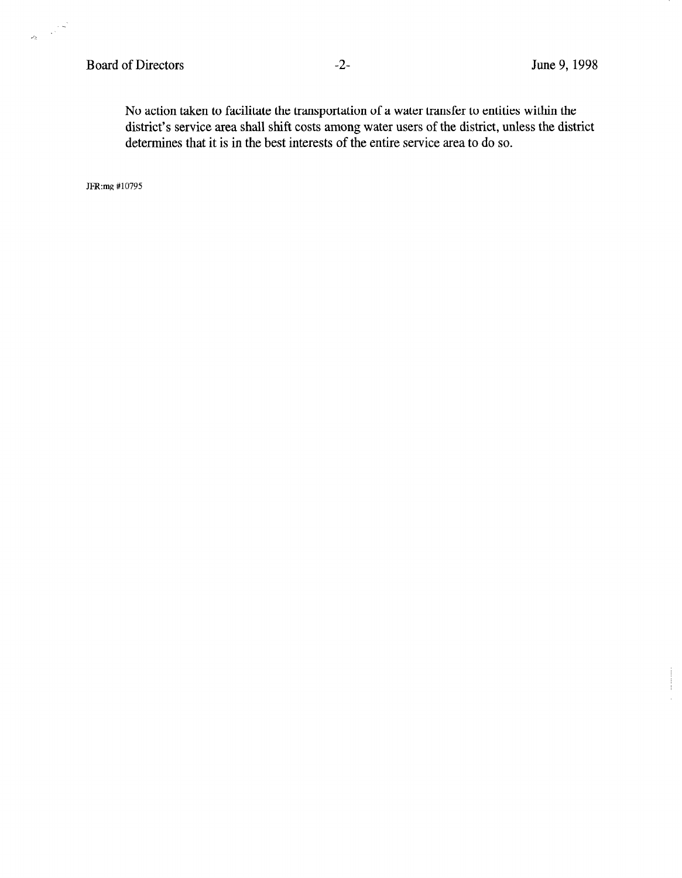No action taken to facilitate the transportation of a water transfer to entities within the district's service area shall shift costs among water users of the district, unless the district determines that it is in the best interests of the entire service area to do so.

JFR:mg #10795